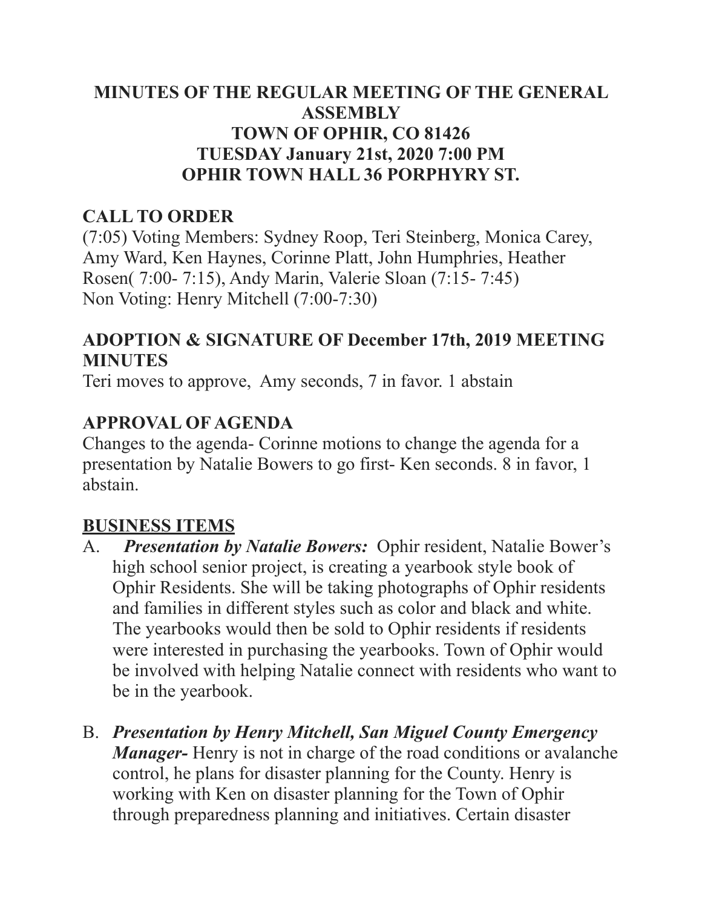# MINUTES OF THE REGULAR MEETING OF THE GENERAL ASSEMBLY TOWN OF OPHIR, CO 81426 TUESDAY January 21st, 2020 7:00 PM OPHIR TOWN HALL 36 PORPHYRY ST.

## CALL TO ORDER

(7:05) Voting Members: Sydney Roop, Teri Steinberg, Monica Carey, Amy Ward, Ken Haynes, Corinne Platt, John Humphries, Heather Rosen( 7:00- 7:15), Andy Marin, Valerie Sloan (7:15- 7:45)
Non Voting: Henry Mitchell (7:00-7:30)

## ADOPTION & SIGNATURE OF December 17th, 2019 MEETING MINUTES

Teri moves to approve, Amy seconds, 7 in favor. 1 abstain

## APPROVAL OF AGENDA

Changes to the agenda- Corinne motions to change the agenda for a presentation by Natalie Bowers to go first- Ken seconds. 8 in favor, 1 abstain.

## BUSINESS ITEMS

A. ***Presentation by Natalie Bowers:*** Ophir resident, Natalie Bower's high school senior project, is creating a yearbook style book of Ophir Residents. She will be taking photographs of Ophir residents and families in different styles such as color and black and white. The yearbooks would then be sold to Ophir residents if residents were interested in purchasing the yearbooks. Town of Ophir would be involved with helping Natalie connect with residents who want to be in the yearbook.

B. ***Presentation by Henry Mitchell, San Miguel County Emergency Manager-*** Henry is not in charge of the road conditions or avalanche control, he plans for disaster planning for the County. Henry is working with Ken on disaster planning for the Town of Ophir through preparedness planning and initiatives. Certain disaster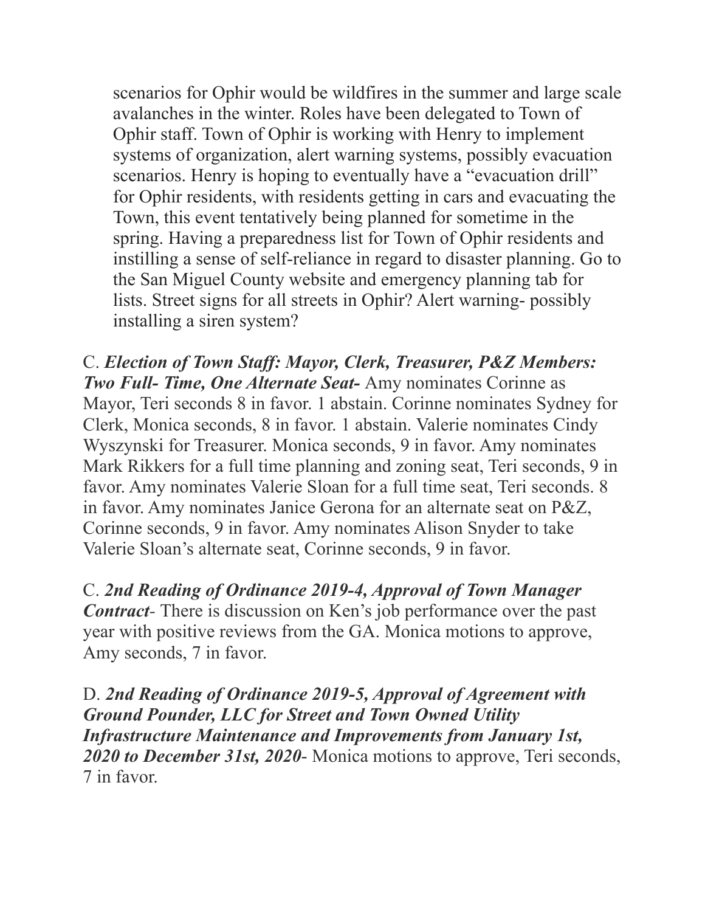scenarios for Ophir would be wildfires in the summer and large scale avalanches in the winter. Roles have been delegated to Town of Ophir staff. Town of Ophir is working with Henry to implement systems of organization, alert warning systems, possibly evacuation scenarios. Henry is hoping to eventually have a "evacuation drill" for Ophir residents, with residents getting in cars and evacuating the Town, this event tentatively being planned for sometime in the spring. Having a preparedness list for Town of Ophir residents and instilling a sense of self-reliance in regard to disaster planning. Go to the San Miguel County website and emergency planning tab for lists. Street signs for all streets in Ophir? Alert warning- possibly installing a siren system?

C. ***Election of Town Staff: Mayor, Clerk, Treasurer, P&Z Members: Two Full- Time, One Alternate Seat-*** Amy nominates Corinne as Mayor, Teri seconds 8 in favor. 1 abstain. Corinne nominates Sydney for Clerk, Monica seconds, 8 in favor. 1 abstain. Valerie nominates Cindy Wyszynski for Treasurer. Monica seconds, 9 in favor. Amy nominates Mark Rikkers for a full time planning and zoning seat, Teri seconds, 9 in favor. Amy nominates Valerie Sloan for a full time seat, Teri seconds. 8 in favor. Amy nominates Janice Gerona for an alternate seat on P&Z, Corinne seconds, 9 in favor. Amy nominates Alison Snyder to take Valerie Sloan's alternate seat, Corinne seconds, 9 in favor.

C. ***2nd Reading of Ordinance 2019-4, Approval of Town Manager Contract***- There is discussion on Ken's job performance over the past year with positive reviews from the GA. Monica motions to approve, Amy seconds, 7 in favor.

D. ***2nd Reading of Ordinance 2019-5, Approval of Agreement with Ground Pounder, LLC for Street and Town Owned Utility Infrastructure Maintenance and Improvements from January 1st, 2020 to December 31st, 2020***- Monica motions to approve, Teri seconds, 7 in favor.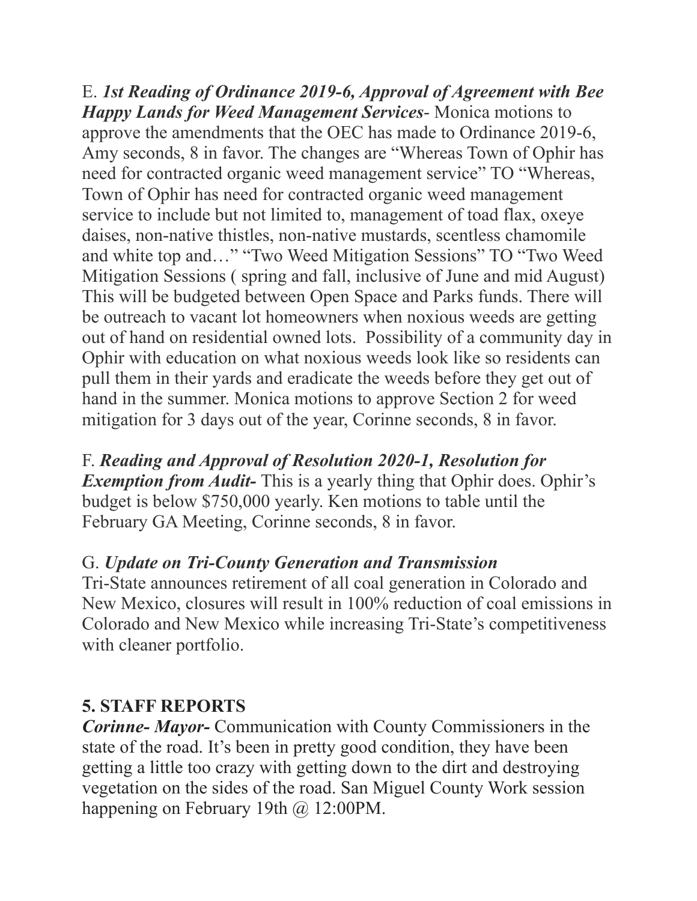E. ***1st Reading of Ordinance 2019-6, Approval of Agreement with Bee Happy Lands for Weed Management Services***- Monica motions to approve the amendments that the OEC has made to Ordinance 2019-6, Amy seconds, 8 in favor. The changes are "Whereas Town of Ophir has need for contracted organic weed management service" TO "Whereas, Town of Ophir has need for contracted organic weed management service to include but not limited to, management of toad flax, oxeye daises, non-native thistles, non-native mustards, scentless chamomile and white top and…" "Two Weed Mitigation Sessions" TO "Two Weed Mitigation Sessions ( spring and fall, inclusive of June and mid August) This will be budgeted between Open Space and Parks funds. There will be outreach to vacant lot homeowners when noxious weeds are getting out of hand on residential owned lots.  Possibility of a community day in Ophir with education on what noxious weeds look like so residents can pull them in their yards and eradicate the weeds before they get out of hand in the summer. Monica motions to approve Section 2 for weed mitigation for 3 days out of the year, Corinne seconds, 8 in favor.

F. ***Reading and Approval of Resolution 2020-1, Resolution for Exemption from Audit-*** This is a yearly thing that Ophir does. Ophir's budget is below $750,000 yearly. Ken motions to table until the February GA Meeting, Corinne seconds, 8 in favor.

G. ***Update on Tri-County Generation and Transmission***
Tri-State announces retirement of all coal generation in Colorado and New Mexico, closures will result in 100% reduction of coal emissions in Colorado and New Mexico while increasing Tri-State's competitiveness with cleaner portfolio.

## 5. STAFF REPORTS

***Corinne- Mayor-*** Communication with County Commissioners in the state of the road. It's been in pretty good condition, they have been getting a little too crazy with getting down to the dirt and destroying vegetation on the sides of the road. San Miguel County Work session happening on February 19th @ 12:00PM.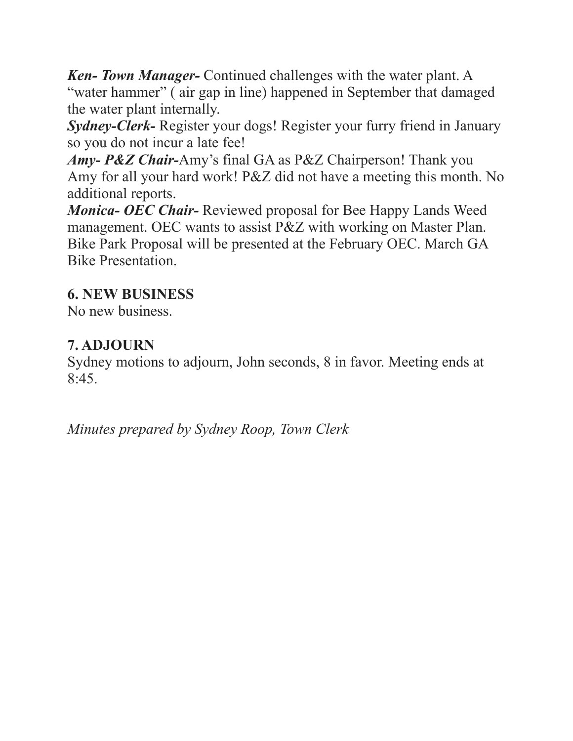***Ken- Town Manager-*** Continued challenges with the water plant. A "water hammer" ( air gap in line) happened in September that damaged the water plant internally.

***Sydney-Clerk-*** Register your dogs! Register your furry friend in January so you do not incur a late fee!

***Amy- P&Z Chair-***Amy's final GA as P&Z Chairperson! Thank you Amy for all your hard work! P&Z did not have a meeting this month. No additional reports.

***Monica- OEC Chair-*** Reviewed proposal for Bee Happy Lands Weed management. OEC wants to assist P&Z with working on Master Plan. Bike Park Proposal will be presented at the February OEC. March GA Bike Presentation.

**6. NEW BUSINESS**

No new business.

**7. ADJOURN**

Sydney motions to adjourn, John seconds, 8 in favor. Meeting ends at 8:45.

*Minutes prepared by Sydney Roop, Town Clerk*